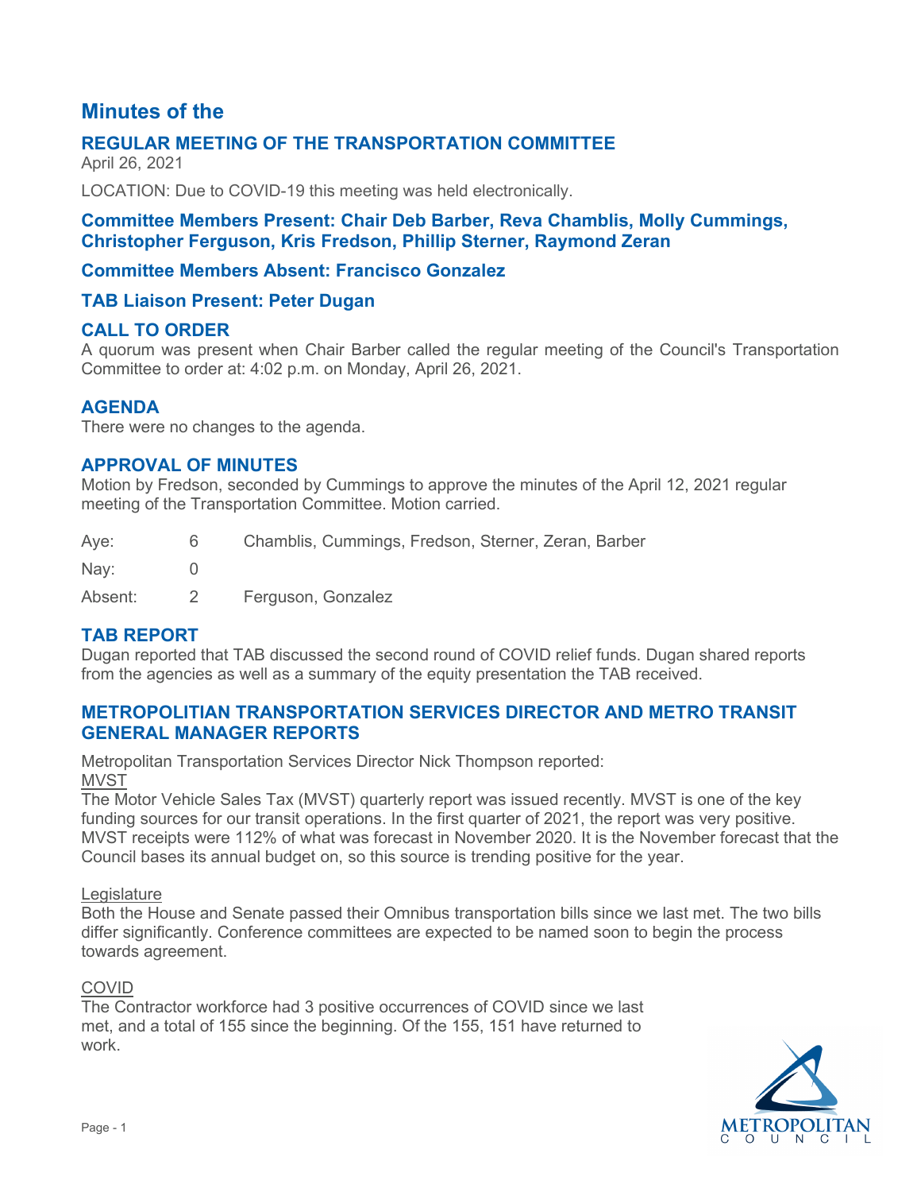# Minutes of the

## REGULAR MEETING OF THE TRANSPORTATION COMMITTEE

April 26, 2021

LOCATION: Due to COVID-19 this meeting was held electronically.

### Committee Members Present: Chair Deb Barber, Reva Chamblis, Molly Cummings, Christopher Ferguson, Kris Fredson, Phillip Sterner, Raymond Zeran

### Committee Members Absent: Francisco Gonzalez

### TAB Liaison Present: Peter Dugan

## CALL TO ORDER

A quorum was present when Chair Barber called the regular meeting of the Council's Transportation Committee to order at: 4:02 p.m. on Monday, April 26, 2021.

## AGENDA

There were no changes to the agenda.

## APPROVAL OF MINUTES

Motion by Fredson, seconded by Cummings to approve the minutes of the April 12, 2021 regular meeting of the Transportation Committee. Motion carried.

| | | |
|---|---|---|
| Aye: | 6 | Chamblis, Cummings, Fredson, Sterner, Zeran, Barber |
| Nay: | 0 | |
| Absent: | 2 | Ferguson, Gonzalez |

## TAB REPORT

Dugan reported that TAB discussed the second round of COVID relief funds. Dugan shared reports from the agencies as well as a summary of the equity presentation the TAB received.

## METROPOLITAN TRANSPORTATION SERVICES DIRECTOR AND METRO TRANSIT GENERAL MANAGER REPORTS

Metropolitan Transportation Services Director Nick Thompson reported:

MVST

The Motor Vehicle Sales Tax (MVST) quarterly report was issued recently. MVST is one of the key funding sources for our transit operations. In the first quarter of 2021, the report was very positive. MVST receipts were 112% of what was forecast in November 2020. It is the November forecast that the Council bases its annual budget on, so this source is trending positive for the year.

Legislature

Both the House and Senate passed their Omnibus transportation bills since we last met. The two bills differ significantly. Conference committees are expected to be named soon to begin the process towards agreement.

COVID

The Contractor workforce had 3 positive occurrences of COVID since we last met, and a total of 155 since the beginning. Of the 155, 151 have returned to work.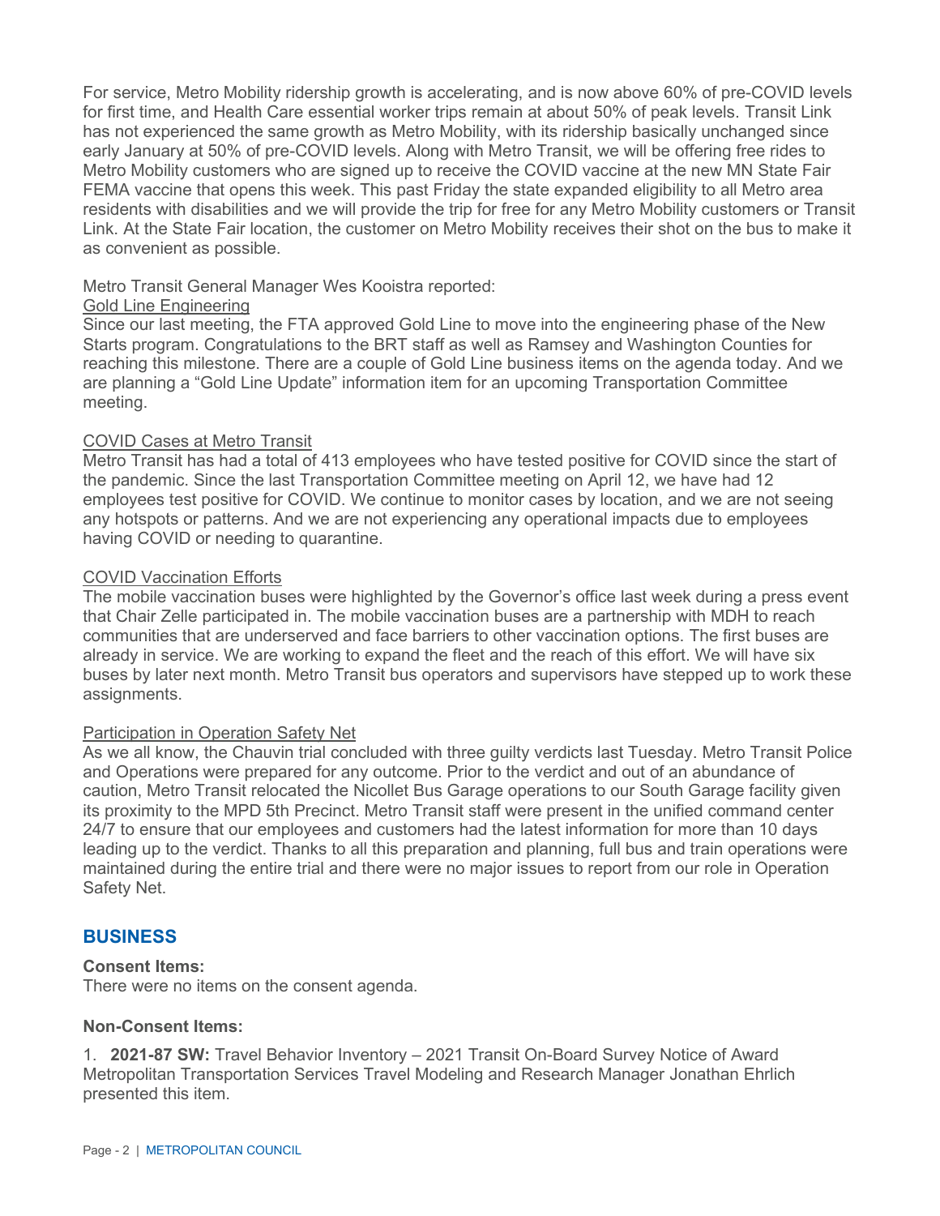For service, Metro Mobility ridership growth is accelerating, and is now above 60% of pre-COVID levels for first time, and Health Care essential worker trips remain at about 50% of peak levels. Transit Link has not experienced the same growth as Metro Mobility, with its ridership basically unchanged since early January at 50% of pre-COVID levels. Along with Metro Transit, we will be offering free rides to Metro Mobility customers who are signed up to receive the COVID vaccine at the new MN State Fair FEMA vaccine that opens this week. This past Friday the state expanded eligibility to all Metro area residents with disabilities and we will provide the trip for free for any Metro Mobility customers or Transit Link. At the State Fair location, the customer on Metro Mobility receives their shot on the bus to make it as convenient as possible.

Metro Transit General Manager Wes Kooistra reported:

Gold Line Engineering

Since our last meeting, the FTA approved Gold Line to move into the engineering phase of the New Starts program. Congratulations to the BRT staff as well as Ramsey and Washington Counties for reaching this milestone. There are a couple of Gold Line business items on the agenda today. And we are planning a "Gold Line Update" information item for an upcoming Transportation Committee meeting.

COVID Cases at Metro Transit

Metro Transit has had a total of 413 employees who have tested positive for COVID since the start of the pandemic. Since the last Transportation Committee meeting on April 12, we have had 12 employees test positive for COVID. We continue to monitor cases by location, and we are not seeing any hotspots or patterns. And we are not experiencing any operational impacts due to employees having COVID or needing to quarantine.

COVID Vaccination Efforts

The mobile vaccination buses were highlighted by the Governor's office last week during a press event that Chair Zelle participated in. The mobile vaccination buses are a partnership with MDH to reach communities that are underserved and face barriers to other vaccination options. The first buses are already in service. We are working to expand the fleet and the reach of this effort. We will have six buses by later next month. Metro Transit bus operators and supervisors have stepped up to work these assignments.

Participation in Operation Safety Net

As we all know, the Chauvin trial concluded with three guilty verdicts last Tuesday. Metro Transit Police and Operations were prepared for any outcome. Prior to the verdict and out of an abundance of caution, Metro Transit relocated the Nicollet Bus Garage operations to our South Garage facility given its proximity to the MPD 5th Precinct. Metro Transit staff were present in the unified command center 24/7 to ensure that our employees and customers had the latest information for more than 10 days leading up to the verdict. Thanks to all this preparation and planning, full bus and train operations were maintained during the entire trial and there were no major issues to report from our role in Operation Safety Net.

## BUSINESS

**Consent Items:**

There were no items on the consent agenda.

**Non-Consent Items:**

1. **2021-87 SW:** Travel Behavior Inventory – 2021 Transit On-Board Survey Notice of Award Metropolitan Transportation Services Travel Modeling and Research Manager Jonathan Ehrlich presented this item.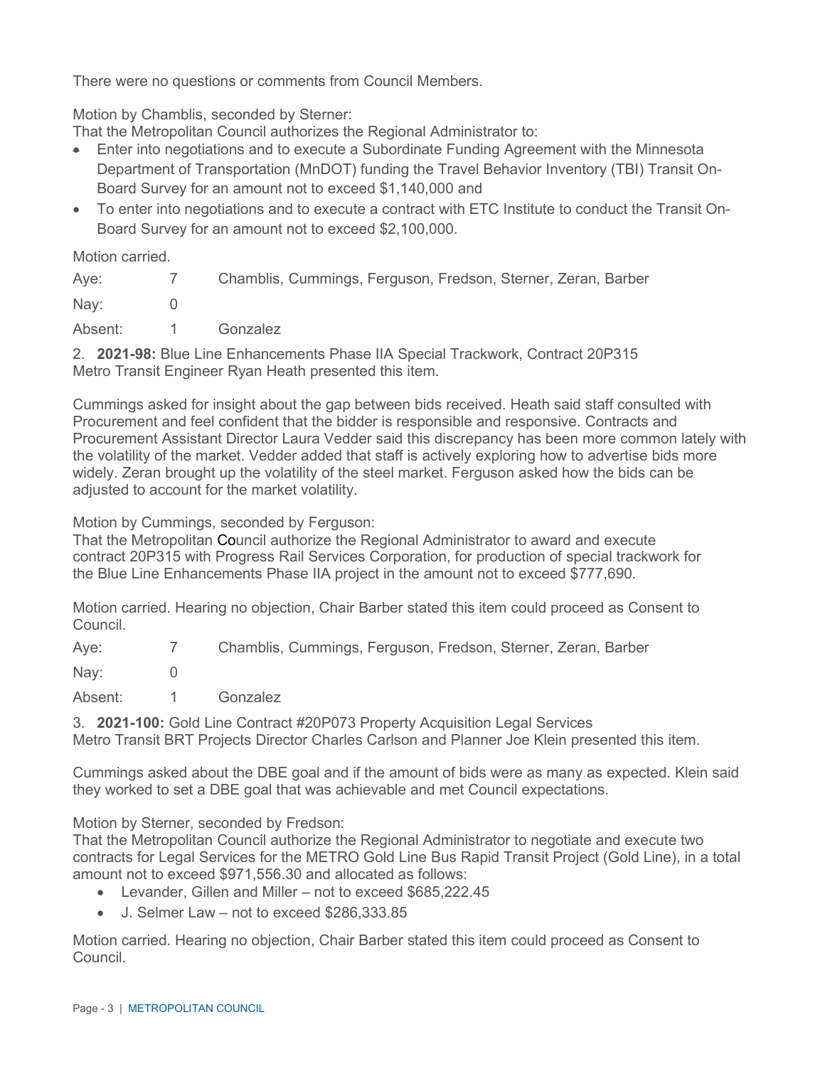There were no questions or comments from Council Members.

Motion by Chamblis, seconded by Sterner:
That the Metropolitan Council authorizes the Regional Administrator to:

- Enter into negotiations and to execute a Subordinate Funding Agreement with the Minnesota Department of Transportation (MnDOT) funding the Travel Behavior Inventory (TBI) Transit On-Board Survey for an amount not to exceed $1,140,000 and
- To enter into negotiations and to execute a contract with ETC Institute to conduct the Transit On-Board Survey for an amount not to exceed $2,100,000.

Motion carried.

| | | |
|---|---|---|
| Aye: | 7 | Chamblis, Cummings, Ferguson, Fredson, Sterner, Zeran, Barber |
| Nay: | 0 | |
| Absent: | 1 | Gonzalez |

2. **2021-98:** Blue Line Enhancements Phase IIA Special Trackwork, Contract 20P315
Metro Transit Engineer Ryan Heath presented this item.

Cummings asked for insight about the gap between bids received. Heath said staff consulted with Procurement and feel confident that the bidder is responsible and responsive. Contracts and Procurement Assistant Director Laura Vedder said this discrepancy has been more common lately with the volatility of the market. Vedder added that staff is actively exploring how to advertise bids more widely. Zeran brought up the volatility of the steel market. Ferguson asked how the bids can be adjusted to account for the market volatility.

Motion by Cummings, seconded by Ferguson:
That the Metropolitan Council authorize the Regional Administrator to award and execute contract 20P315 with Progress Rail Services Corporation, for production of special trackwork for the Blue Line Enhancements Phase IIA project in the amount not to exceed $777,690.

Motion carried. Hearing no objection, Chair Barber stated this item could proceed as Consent to Council.

| | | |
|---|---|---|
| Aye: | 7 | Chamblis, Cummings, Ferguson, Fredson, Sterner, Zeran, Barber |
| Nay: | 0 | |
| Absent: | 1 | Gonzalez |

3. **2021-100:** Gold Line Contract #20P073 Property Acquisition Legal Services
Metro Transit BRT Projects Director Charles Carlson and Planner Joe Klein presented this item.

Cummings asked about the DBE goal and if the amount of bids were as many as expected. Klein said they worked to set a DBE goal that was achievable and met Council expectations.

Motion by Sterner, seconded by Fredson:
That the Metropolitan Council authorize the Regional Administrator to negotiate and execute two contracts for Legal Services for the METRO Gold Line Bus Rapid Transit Project (Gold Line), in a total amount not to exceed $971,556.30 and allocated as follows:

- Levander, Gillen and Miller – not to exceed $685,222.45
- J. Selmer Law – not to exceed $286,333.85

Motion carried. Hearing no objection, Chair Barber stated this item could proceed as Consent to Council.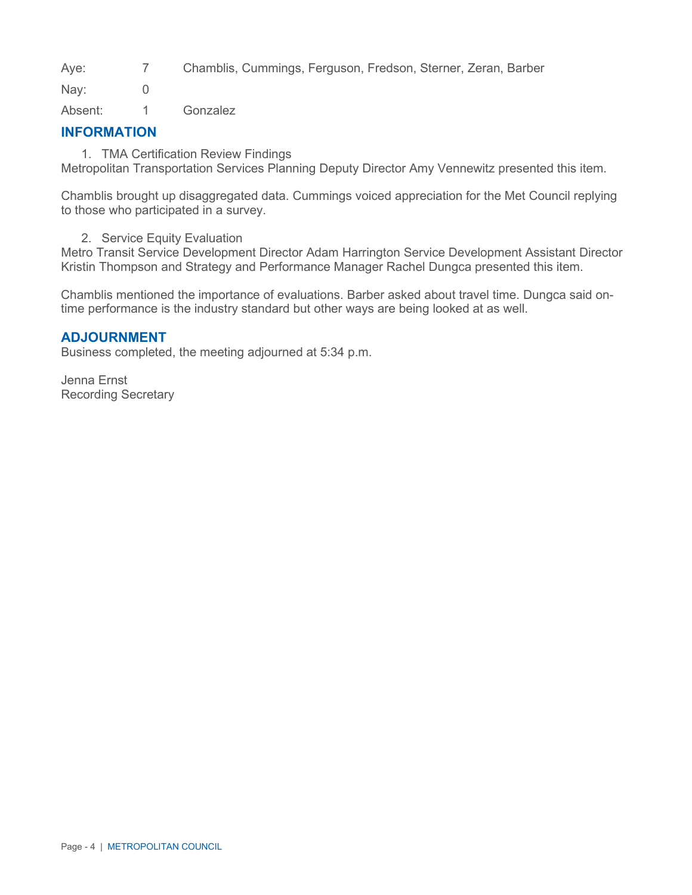| | | |
|---|---|---|
| Aye: | 7 | Chamblis, Cummings, Ferguson, Fredson, Sterner, Zeran, Barber |
| Nay: | 0 | |
| Absent: | 1 | Gonzalez |

## INFORMATION

1. TMA Certification Review Findings

Metropolitan Transportation Services Planning Deputy Director Amy Vennewitz presented this item.

Chamblis brought up disaggregated data. Cummings voiced appreciation for the Met Council replying to those who participated in a survey.

2. Service Equity Evaluation

Metro Transit Service Development Director Adam Harrington Service Development Assistant Director Kristin Thompson and Strategy and Performance Manager Rachel Dungca presented this item.

Chamblis mentioned the importance of evaluations. Barber asked about travel time. Dungca said on-time performance is the industry standard but other ways are being looked at as well.

## ADJOURNMENT

Business completed, the meeting adjourned at 5:34 p.m.

Jenna Ernst
Recording Secretary